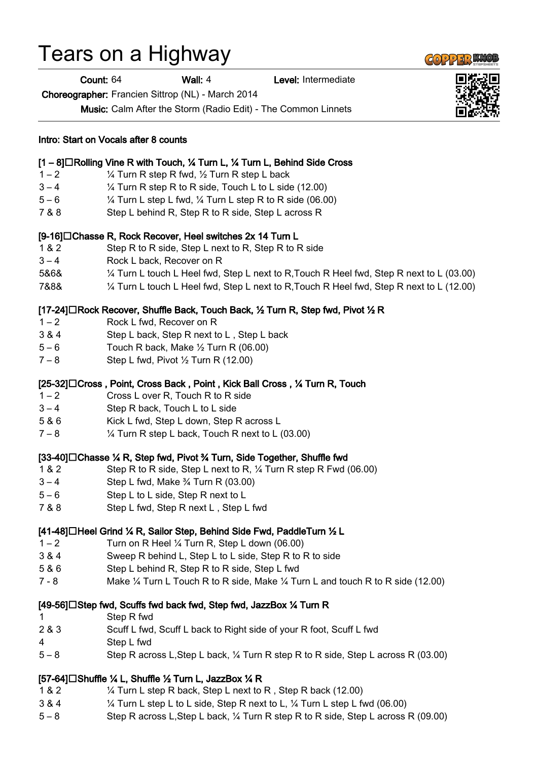# Tears on a Highway

**Count:** 64 **Wall:** 4 **Level:** Intermediate

**Choreographer:** Francien Sittrop (NL) - March 2014

**Music:** Calm After the Storm (Radio Edit) - The Common Linnets

**Intro: Start on Vocals after 8 counts**

**[1 – 8] Rolling Vine R with Touch, ¼ Turn L, ¼ Turn L, Behind Side Cross**

| | |
|---|---|
| 1 – 2 | ¼ Turn R step R fwd, ½ Turn R step L back |
| 3 – 4 | ¼ Turn R step R to R side, Touch L to L side (12.00) |
| 5 – 6 | ¼ Turn L step L fwd, ¼ Turn L step R to R side (06.00) |
| 7 & 8 | Step L behind R, Step R to R side, Step L across R |

**[9-16] Chasse R, Rock Recover, Heel switches 2x 14 Turn L**

| | |
|---|---|
| 1 & 2 | Step R to R side, Step L next to R, Step R to R side |
| 3 – 4 | Rock L back, Recover on R |
| 5&6& | ¼ Turn L touch L Heel fwd, Step L next to R,Touch R Heel fwd, Step R next to L (03.00) |
| 7&8& | ¼ Turn L touch L Heel fwd, Step L next to R,Touch R Heel fwd, Step R next to L (12.00) |

**[17-24] Rock Recover, Shuffle Back, Touch Back, ½ Turn R, Step fwd, Pivot ½ R**

| | |
|---|---|
| 1 – 2 | Rock L fwd, Recover on R |
| 3 & 4 | Step L back, Step R next to L , Step L back |
| 5 – 6 | Touch R back, Make ½ Turn R (06.00) |
| 7 – 8 | Step L fwd, Pivot ½ Turn R (12.00) |

**[25-32] Cross , Point, Cross Back , Point , Kick Ball Cross , ¼ Turn R, Touch**

| | |
|---|---|
| 1 – 2 | Cross L over R, Touch R to R side |
| 3 – 4 | Step R back, Touch L to L side |
| 5 & 6 | Kick L fwd, Step L down, Step R across L |
| 7 – 8 | ¼ Turn R step L back, Touch R next to L (03.00) |

**[33-40] Chasse ¼ R, Step fwd, Pivot ¾ Turn, Side Together, Shuffle fwd**

| | |
|---|---|
| 1 & 2 | Step R to R side, Step L next to R, ¼ Turn R step R Fwd (06.00) |
| 3 – 4 | Step L fwd, Make ¾ Turn R (03.00) |
| 5 – 6 | Step L to L side, Step R next to L |
| 7 & 8 | Step L fwd, Step R next L , Step L fwd |

**[41-48] Heel Grind ¼ R, Sailor Step, Behind Side Fwd, PaddleTurn ½ L**

| | |
|---|---|
| 1 – 2 | Turn on R Heel ¼ Turn R, Step L down (06.00) |
| 3 & 4 | Sweep R behind L, Step L to L side, Step R to R to side |
| 5 & 6 | Step L behind R, Step R to R side, Step L fwd |
| 7 - 8 | Make ¼ Turn L Touch R to R side, Make ¼ Turn L and touch R to R side (12.00) |

**[49-56] Step fwd, Scuffs fwd back fwd, Step fwd, JazzBox ¼ Turn R**

| | |
|---|---|
| 1 | Step R fwd |
| 2 & 3 | Scuff L fwd, Scuff L back to Right side of your R foot, Scuff L fwd |
| 4 | Step L fwd |
| 5 – 8 | Step R across L,Step L back, ¼ Turn R step R to R side, Step L across R (03.00) |

**[57-64] Shuffle ¼ L, Shuffle ½ Turn L, JazzBox ¼ R**

| | |
|---|---|
| 1 & 2 | ¼ Turn L step R back, Step L next to R , Step R back (12.00) |
| 3 & 4 | ¼ Turn L step L to L side, Step R next to L, ¼ Turn L step L fwd (06.00) |
| 5 – 8 | Step R across L,Step L back, ¼ Turn R step R to R side, Step L across R (09.00) |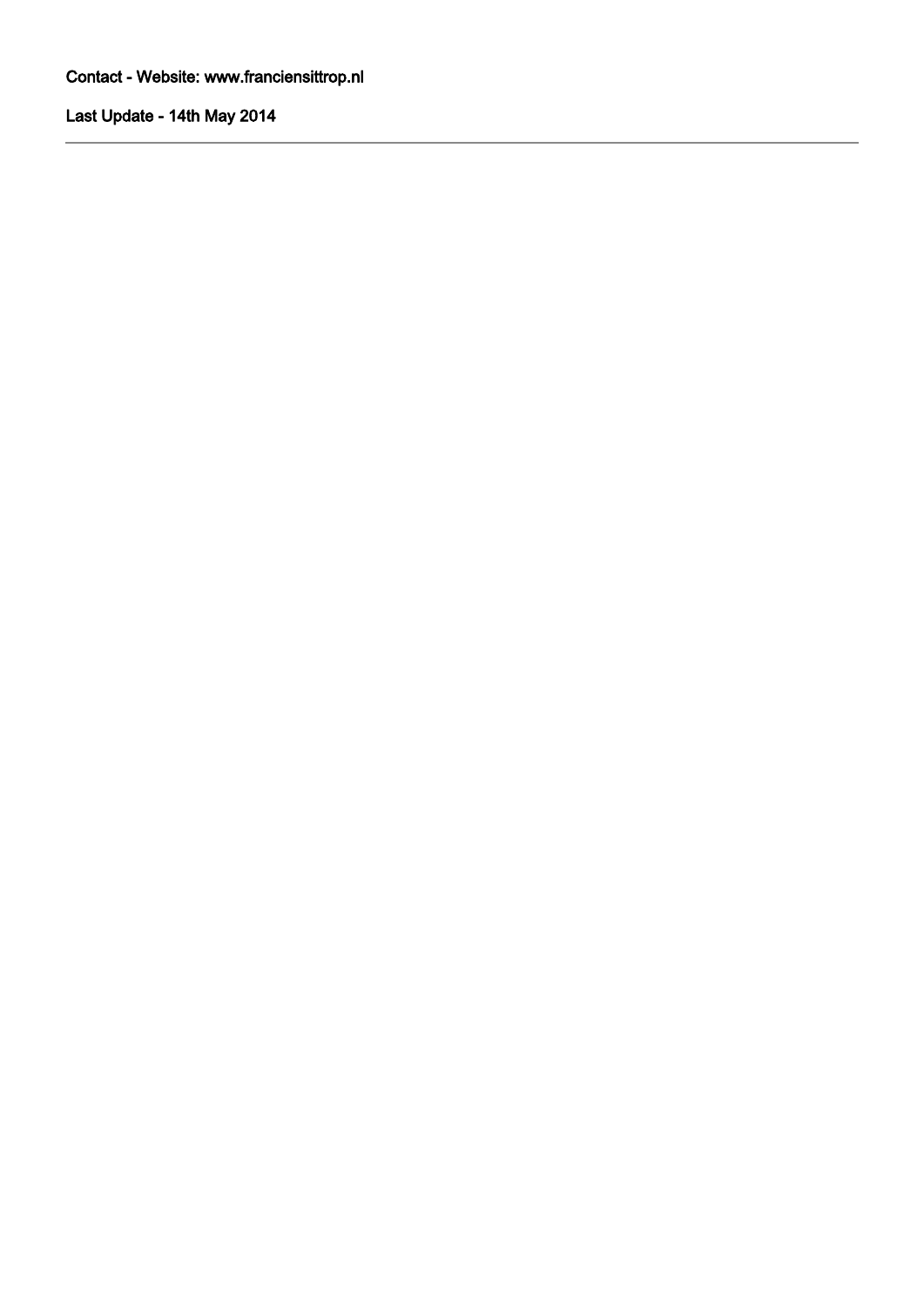Contact - Website: www.franciensittrop.nl

Last Update - 14th May 2014

---